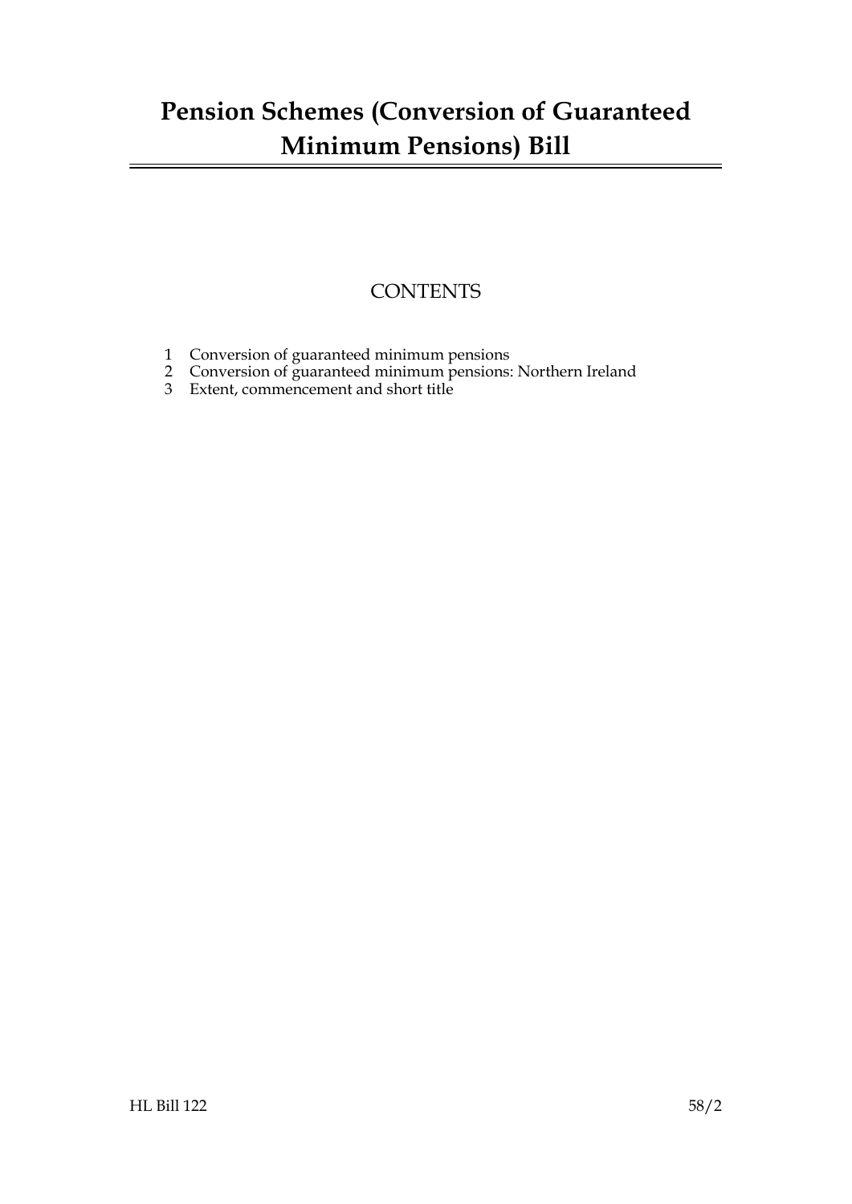# Pension Schemes (Conversion of Guaranteed Minimum Pensions) Bill

## CONTENTS

1 Conversion of guaranteed minimum pensions
2 Conversion of guaranteed minimum pensions: Northern Ireland
3 Extent, commencement and short title

HL Bill 122 58/2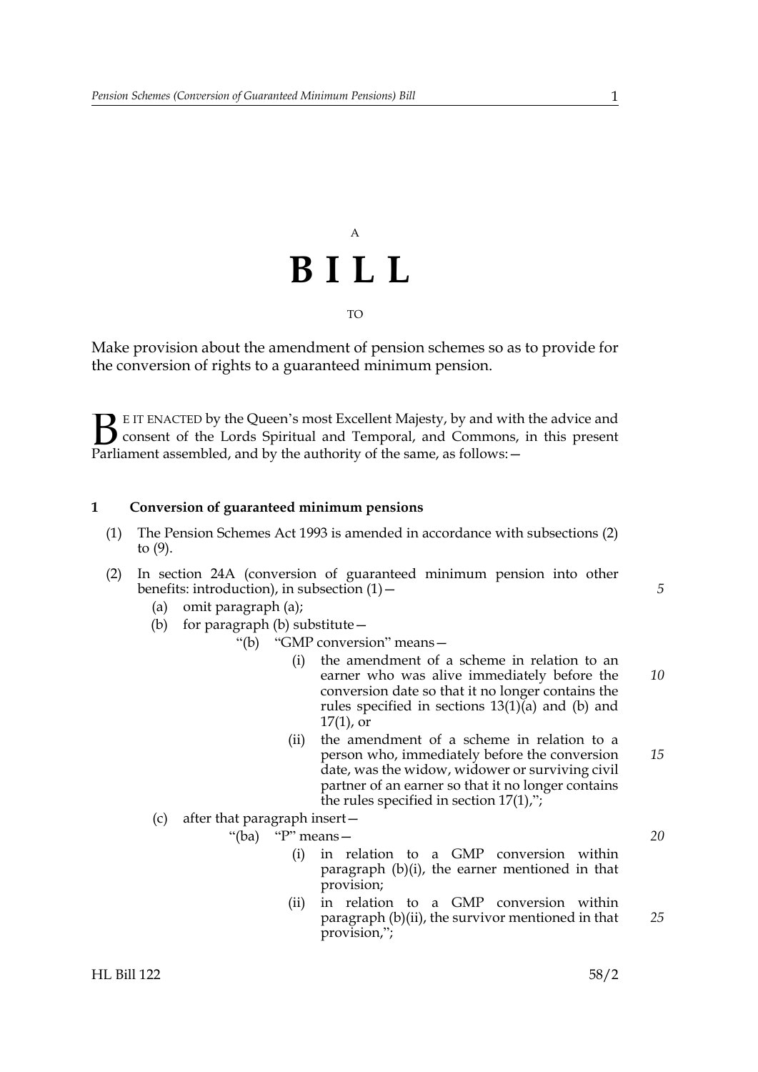A

# BILL

TO

Make provision about the amendment of pension schemes so as to provide for the conversion of rights to a guaranteed minimum pension.

BE IT ENACTED by the Queen's most Excellent Majesty, by and with the advice and consent of the Lords Spiritual and Temporal, and Commons, in this present Parliament assembled, and by the authority of the same, as follows:—

### 1 Conversion of guaranteed minimum pensions

(1) The Pension Schemes Act 1993 is amended in accordance with subsections (2) to (9).

(2) In section 24A (conversion of guaranteed minimum pension into other benefits: introduction), in subsection (1)—

- (a) omit paragraph (a);
- (b) for paragraph (b) substitute—
  - "(b) "GMP conversion" means—
    - (i) the amendment of a scheme in relation to an earner who was alive immediately before the conversion date so that it no longer contains the rules specified in sections 13(1)(a) and (b) and 17(1), or
    - (ii) the amendment of a scheme in relation to a person who, immediately before the conversion date, was the widow, widower or surviving civil partner of an earner so that it no longer contains the rules specified in section 17(1),";
- (c) after that paragraph insert—
  - "(ba) "P" means—
    - (i) in relation to a GMP conversion within paragraph (b)(i), the earner mentioned in that provision;
    - (ii) in relation to a GMP conversion within paragraph (b)(ii), the survivor mentioned in that provision,";

HL Bill 122 58/2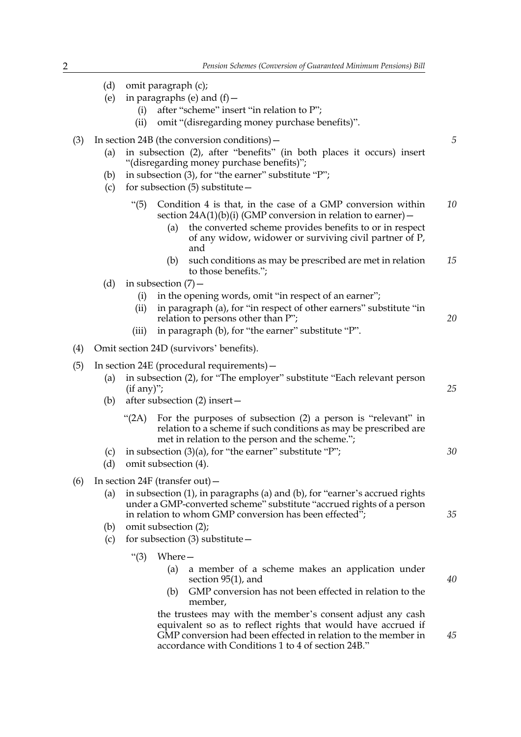(d) omit paragraph (c);

(e) in paragraphs (e) and (f)—

(i) after "scheme" insert "in relation to P";

(ii) omit "(disregarding money purchase benefits)".

(3) In section 24B (the conversion conditions)—

(a) in subsection (2), after "benefits" (in both places it occurs) insert "(disregarding money purchase benefits)";

(b) in subsection (3), for "the earner" substitute "P";

(c) for subsection (5) substitute—

"(5) Condition 4 is that, in the case of a GMP conversion within section 24A(1)(b)(i) (GMP conversion in relation to earner)—

(a) the converted scheme provides benefits to or in respect of any widow, widower or surviving civil partner of P, and

(b) such conditions as may be prescribed are met in relation to those benefits.";

(d) in subsection (7)—

(i) in the opening words, omit "in respect of an earner";

(ii) in paragraph (a), for "in respect of other earners" substitute "in relation to persons other than P";

(iii) in paragraph (b), for "the earner" substitute "P".

(4) Omit section 24D (survivors' benefits).

(5) In section 24E (procedural requirements)—

(a) in subsection (2), for "The employer" substitute "Each relevant person (if any)";

(b) after subsection (2) insert—

"(2A) For the purposes of subsection (2) a person is "relevant" in relation to a scheme if such conditions as may be prescribed are met in relation to the person and the scheme.";

(c) in subsection (3)(a), for "the earner" substitute "P";

(d) omit subsection (4).

(6) In section 24F (transfer out)—

(a) in subsection (1), in paragraphs (a) and (b), for "earner's accrued rights under a GMP-converted scheme" substitute "accrued rights of a person in relation to whom GMP conversion has been effected";

(b) omit subsection (2);

(c) for subsection (3) substitute—

"(3) Where—

(a) a member of a scheme makes an application under section 95(1), and

(b) GMP conversion has not been effected in relation to the member,

the trustees may with the member's consent adjust any cash equivalent so as to reflect rights that would have accrued if GMP conversion had been effected in relation to the member in accordance with Conditions 1 to 4 of section 24B."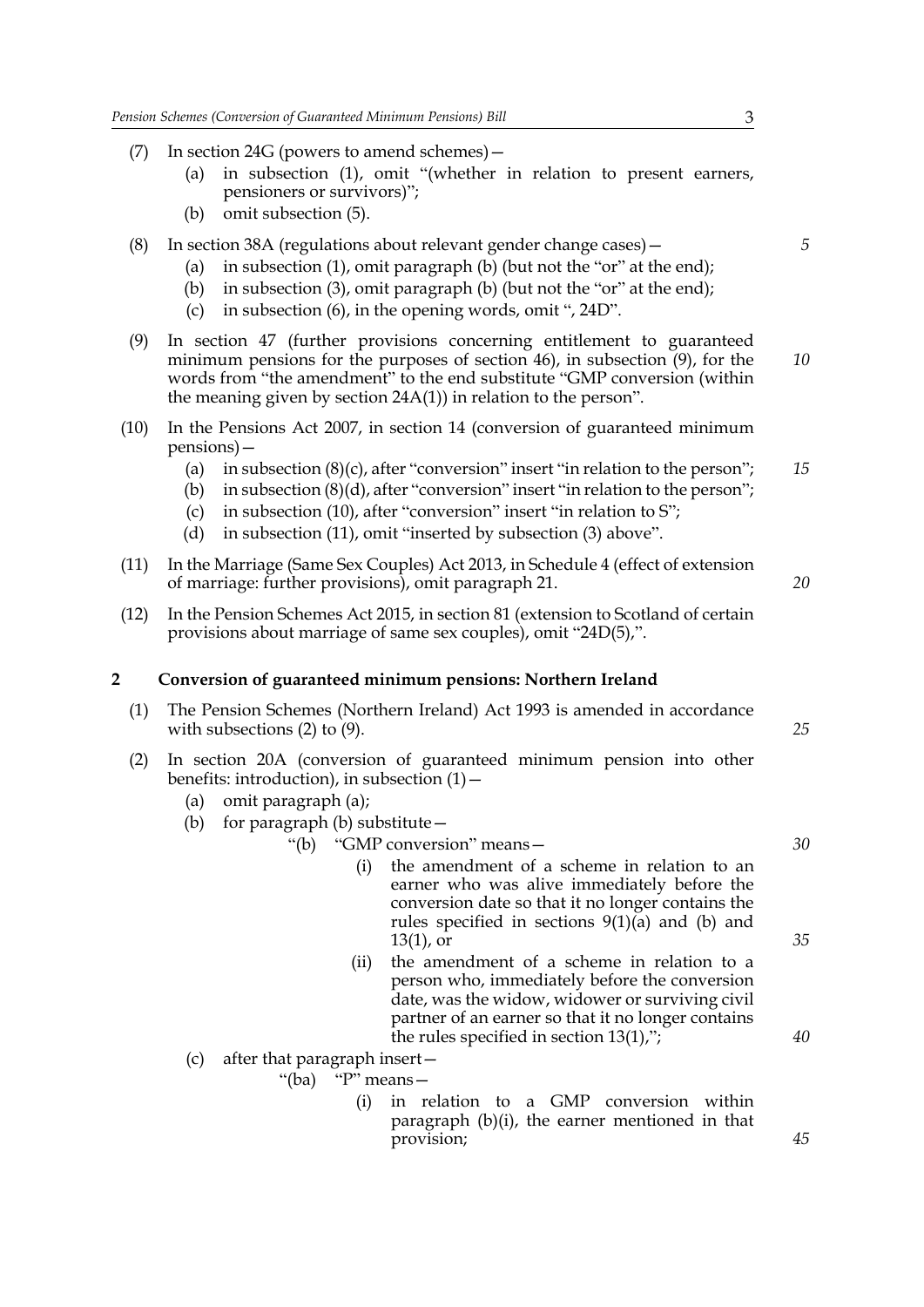(7) In section 24G (powers to amend schemes)—

  (a) in subsection (1), omit "(whether in relation to present earners, pensioners or survivors)";

  (b) omit subsection (5).

(8) In section 38A (regulations about relevant gender change cases)—

  (a) in subsection (1), omit paragraph (b) (but not the "or" at the end);

  (b) in subsection (3), omit paragraph (b) (but not the "or" at the end);

  (c) in subsection (6), in the opening words, omit ", 24D".

(9) In section 47 (further provisions concerning entitlement to guaranteed minimum pensions for the purposes of section 46), in subsection (9), for the words from "the amendment" to the end substitute "GMP conversion (within the meaning given by section 24A(1)) in relation to the person".

(10) In the Pensions Act 2007, in section 14 (conversion of guaranteed minimum pensions)—

  (a) in subsection (8)(c), after "conversion" insert "in relation to the person";

  (b) in subsection (8)(d), after "conversion" insert "in relation to the person";

  (c) in subsection (10), after "conversion" insert "in relation to S";

  (d) in subsection (11), omit "inserted by subsection (3) above".

(11) In the Marriage (Same Sex Couples) Act 2013, in Schedule 4 (effect of extension of marriage: further provisions), omit paragraph 21.

(12) In the Pension Schemes Act 2015, in section 81 (extension to Scotland of certain provisions about marriage of same sex couples), omit "24D(5),".

## 2 Conversion of guaranteed minimum pensions: Northern Ireland

(1) The Pension Schemes (Northern Ireland) Act 1993 is amended in accordance with subsections (2) to (9).

(2) In section 20A (conversion of guaranteed minimum pension into other benefits: introduction), in subsection (1)—

  (a) omit paragraph (a);

  (b) for paragraph (b) substitute—

    "(b) "GMP conversion" means—

      (i) the amendment of a scheme in relation to an earner who was alive immediately before the conversion date so that it no longer contains the rules specified in sections 9(1)(a) and (b) and 13(1), or

      (ii) the amendment of a scheme in relation to a person who, immediately before the conversion date, was the widow, widower or surviving civil partner of an earner so that it no longer contains the rules specified in section 13(1),";

  (c) after that paragraph insert—

    "(ba) "P" means—

      (i) in relation to a GMP conversion within paragraph (b)(i), the earner mentioned in that provision;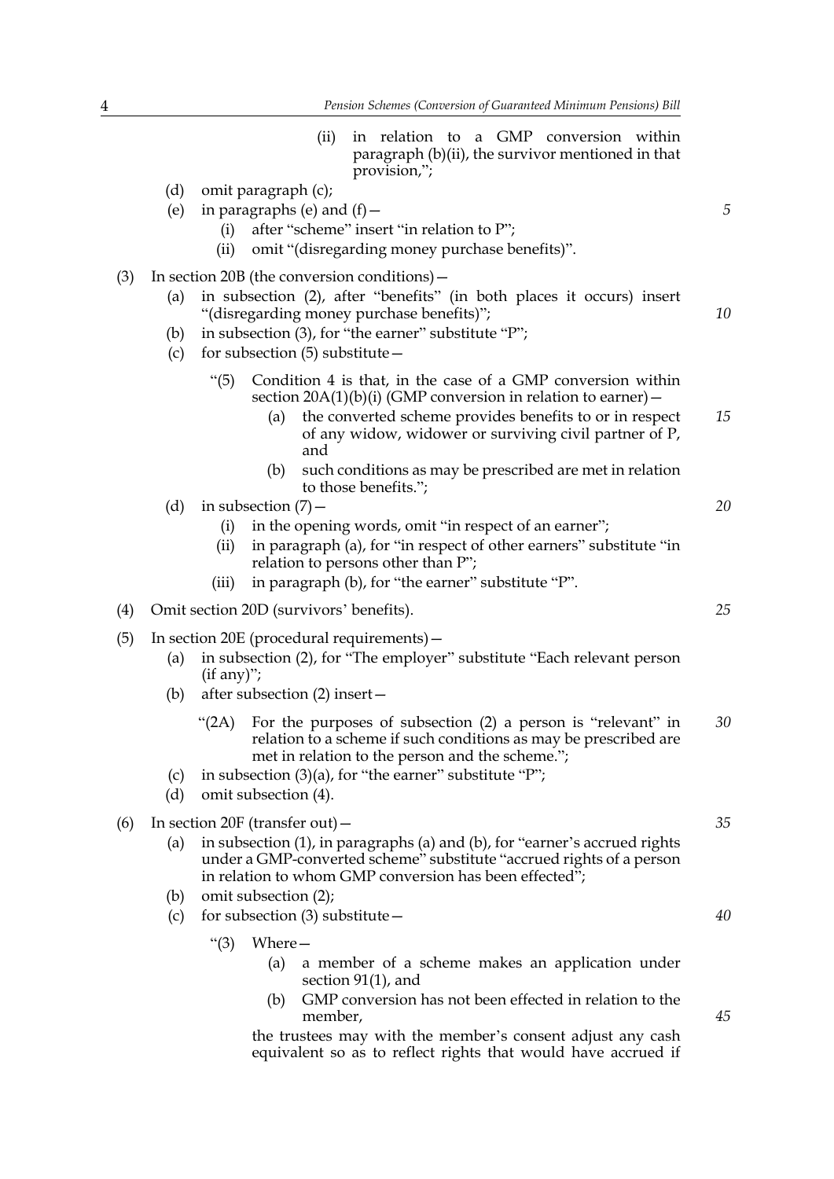(ii) in relation to a GMP conversion within paragraph (b)(ii), the survivor mentioned in that provision,";

(d) omit paragraph (c);

(e) in paragraphs (e) and (f)—

(i) after "scheme" insert "in relation to P";

(ii) omit "(disregarding money purchase benefits)".

(3) In section 20B (the conversion conditions)—

(a) in subsection (2), after "benefits" (in both places it occurs) insert "(disregarding money purchase benefits)";

(b) in subsection (3), for "the earner" substitute "P";

(c) for subsection (5) substitute—

"(5) Condition 4 is that, in the case of a GMP conversion within section 20A(1)(b)(i) (GMP conversion in relation to earner)—

(a) the converted scheme provides benefits to or in respect of any widow, widower or surviving civil partner of P, and

(b) such conditions as may be prescribed are met in relation to those benefits.";

(d) in subsection (7)—

(i) in the opening words, omit "in respect of an earner";

(ii) in paragraph (a), for "in respect of other earners" substitute "in relation to persons other than P";

(iii) in paragraph (b), for "the earner" substitute "P".

(4) Omit section 20D (survivors' benefits).

(5) In section 20E (procedural requirements)—

(a) in subsection (2), for "The employer" substitute "Each relevant person (if any)";

(b) after subsection (2) insert—

"(2A) For the purposes of subsection (2) a person is "relevant" in relation to a scheme if such conditions as may be prescribed are met in relation to the person and the scheme.";

(c) in subsection (3)(a), for "the earner" substitute "P";

(d) omit subsection (4).

(6) In section 20F (transfer out)—

(a) in subsection (1), in paragraphs (a) and (b), for "earner's accrued rights under a GMP-converted scheme" substitute "accrued rights of a person in relation to whom GMP conversion has been effected";

(b) omit subsection (2);

(c) for subsection (3) substitute—

"(3) Where—

(a) a member of a scheme makes an application under section 91(1), and

(b) GMP conversion has not been effected in relation to the member,

the trustees may with the member's consent adjust any cash equivalent so as to reflect rights that would have accrued if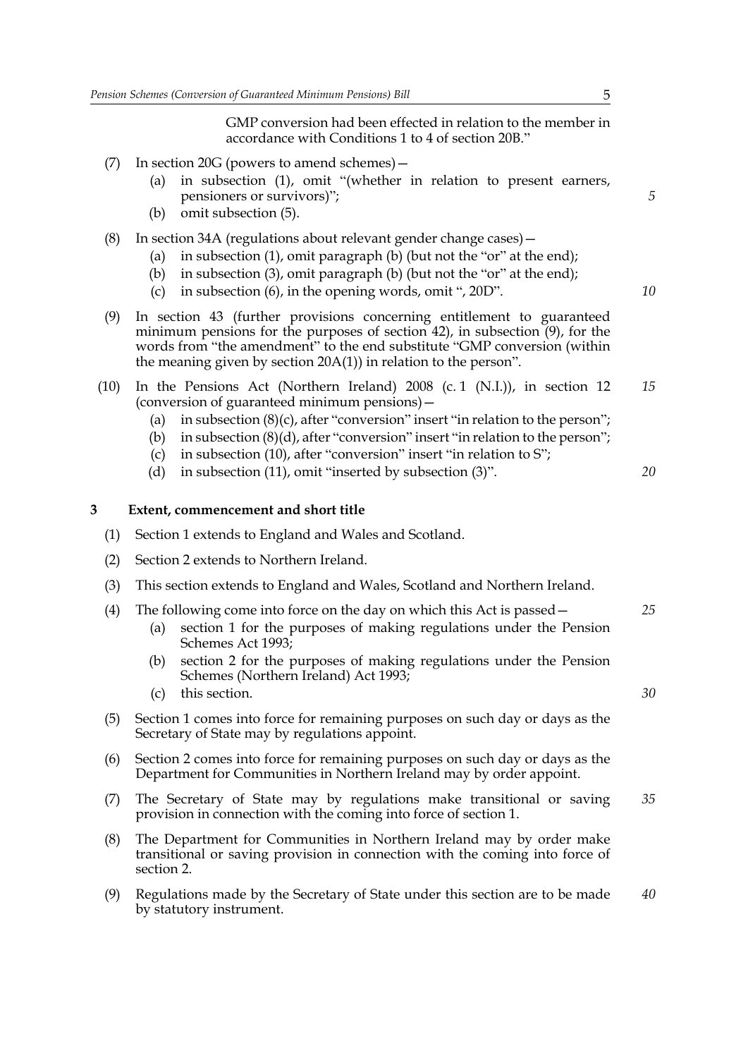GMP conversion had been effected in relation to the member in accordance with Conditions 1 to 4 of section 20B."

(7) In section 20G (powers to amend schemes)—

  (a) in subsection (1), omit "(whether in relation to present earners, pensioners or survivors)";

  (b) omit subsection (5).

(8) In section 34A (regulations about relevant gender change cases)—

  (a) in subsection (1), omit paragraph (b) (but not the "or" at the end);

  (b) in subsection (3), omit paragraph (b) (but not the "or" at the end);

  (c) in subsection (6), in the opening words, omit ", 20D".

(9) In section 43 (further provisions concerning entitlement to guaranteed minimum pensions for the purposes of section 42), in subsection (9), for the words from "the amendment" to the end substitute "GMP conversion (within the meaning given by section 20A(1)) in relation to the person".

(10) In the Pensions Act (Northern Ireland) 2008 (c. 1 (N.I.)), in section 12 (conversion of guaranteed minimum pensions)—

  (a) in subsection (8)(c), after "conversion" insert "in relation to the person";

  (b) in subsection (8)(d), after "conversion" insert "in relation to the person";

  (c) in subsection (10), after "conversion" insert "in relation to S";

  (d) in subsection (11), omit "inserted by subsection (3)".

## 3 Extent, commencement and short title

(1) Section 1 extends to England and Wales and Scotland.

(2) Section 2 extends to Northern Ireland.

(3) This section extends to England and Wales, Scotland and Northern Ireland.

(4) The following come into force on the day on which this Act is passed—

  (a) section 1 for the purposes of making regulations under the Pension Schemes Act 1993;

  (b) section 2 for the purposes of making regulations under the Pension Schemes (Northern Ireland) Act 1993;

  (c) this section.

(5) Section 1 comes into force for remaining purposes on such day or days as the Secretary of State may by regulations appoint.

(6) Section 2 comes into force for remaining purposes on such day or days as the Department for Communities in Northern Ireland may by order appoint.

(7) The Secretary of State may by regulations make transitional or saving provision in connection with the coming into force of section 1.

(8) The Department for Communities in Northern Ireland may by order make transitional or saving provision in connection with the coming into force of section 2.

(9) Regulations made by the Secretary of State under this section are to be made by statutory instrument.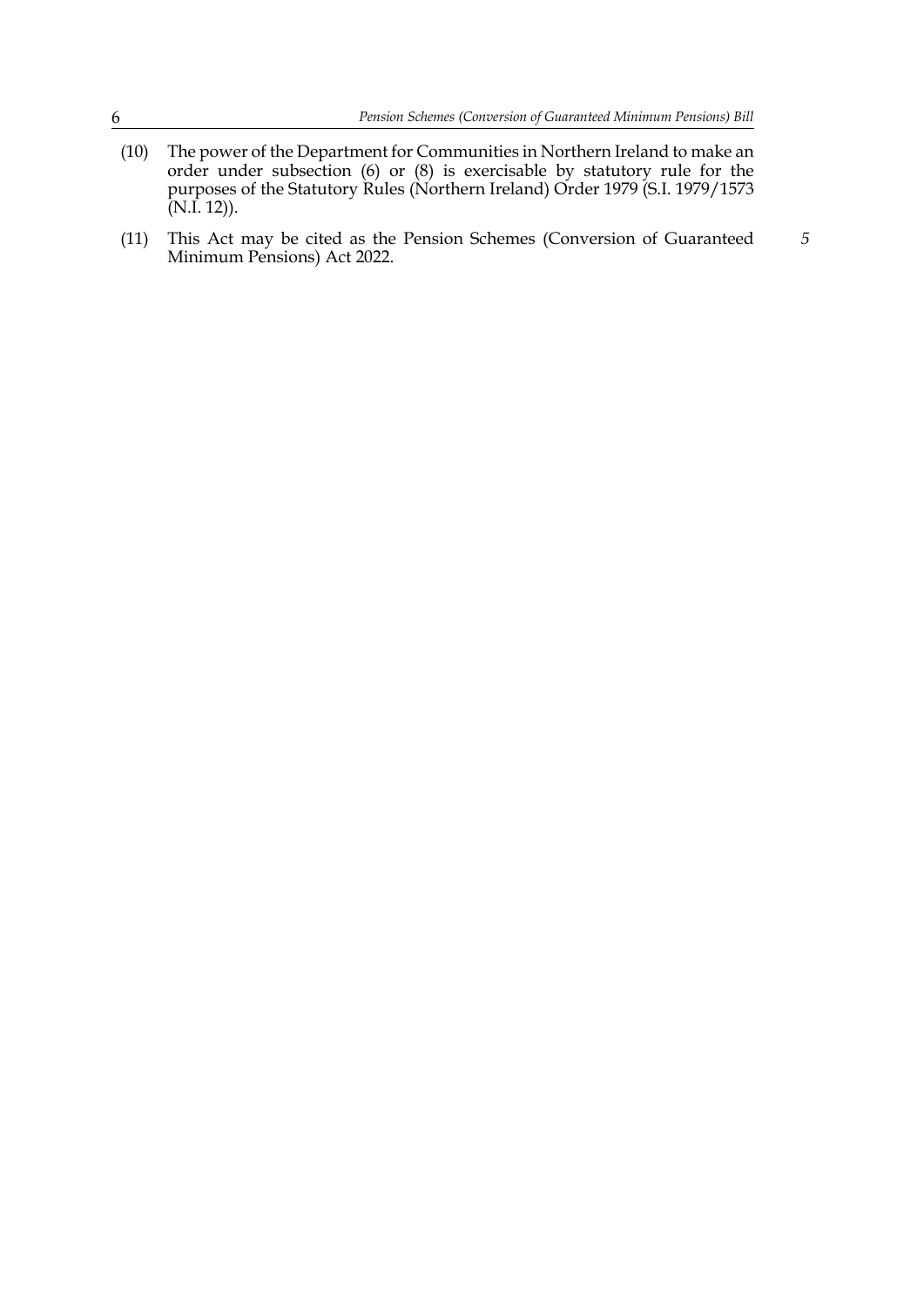(10) The power of the Department for Communities in Northern Ireland to make an order under subsection (6) or (8) is exercisable by statutory rule for the purposes of the Statutory Rules (Northern Ireland) Order 1979 (S.I. 1979/1573 (N.I. 12)).

(11) This Act may be cited as the Pension Schemes (Conversion of Guaranteed Minimum Pensions) Act 2022.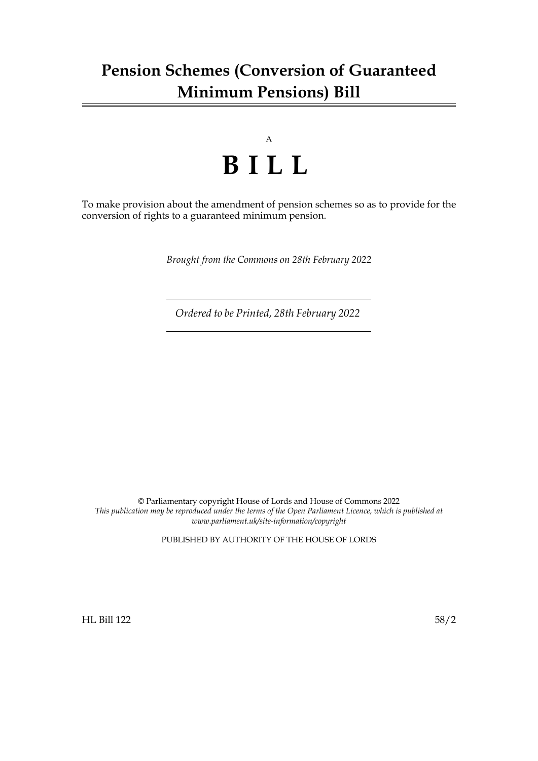# Pension Schemes (Conversion of Guaranteed Minimum Pensions) Bill

A

# B I L L

To make provision about the amendment of pension schemes so as to provide for the conversion of rights to a guaranteed minimum pension.

*Brought from the Commons on 28th February 2022*

*Ordered to be Printed, 28th February 2022*

© Parliamentary copyright House of Lords and House of Commons 2022
*This publication may be reproduced under the terms of the Open Parliament Licence, which is published at www.parliament.uk/site-information/copyright*

PUBLISHED BY AUTHORITY OF THE HOUSE OF LORDS

HL Bill 122 58/2